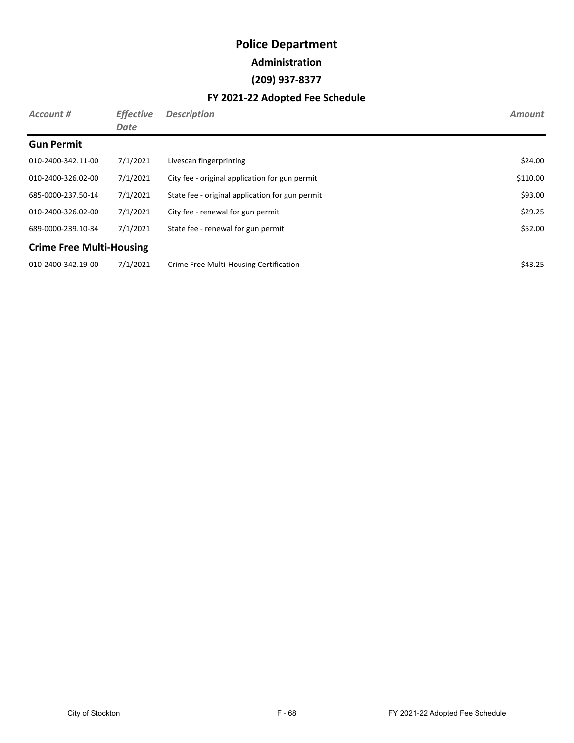# Police Department

## Administration

## (209) 937-8377

## FY 2021-22 Adopted Fee Schedule

| *Account #* | *Effective Date* | *Description* | *Amount* |
|---|---|---|---|
| **Gun Permit** | | | |
| 010-2400-342.11-00 | 7/1/2021 | Livescan fingerprinting | $24.00 |
| 010-2400-326.02-00 | 7/1/2021 | City fee - original application for gun permit | $110.00 |
| 685-0000-237.50-14 | 7/1/2021 | State fee - original application for gun permit | $93.00 |
| 010-2400-326.02-00 | 7/1/2021 | City fee - renewal for gun permit | $29.25 |
| 689-0000-239.10-34 | 7/1/2021 | State fee - renewal for gun permit | $52.00 |
| **Crime Free Multi-Housing** | | | |
| 010-2400-342.19-00 | 7/1/2021 | Crime Free Multi-Housing Certification | $43.25 |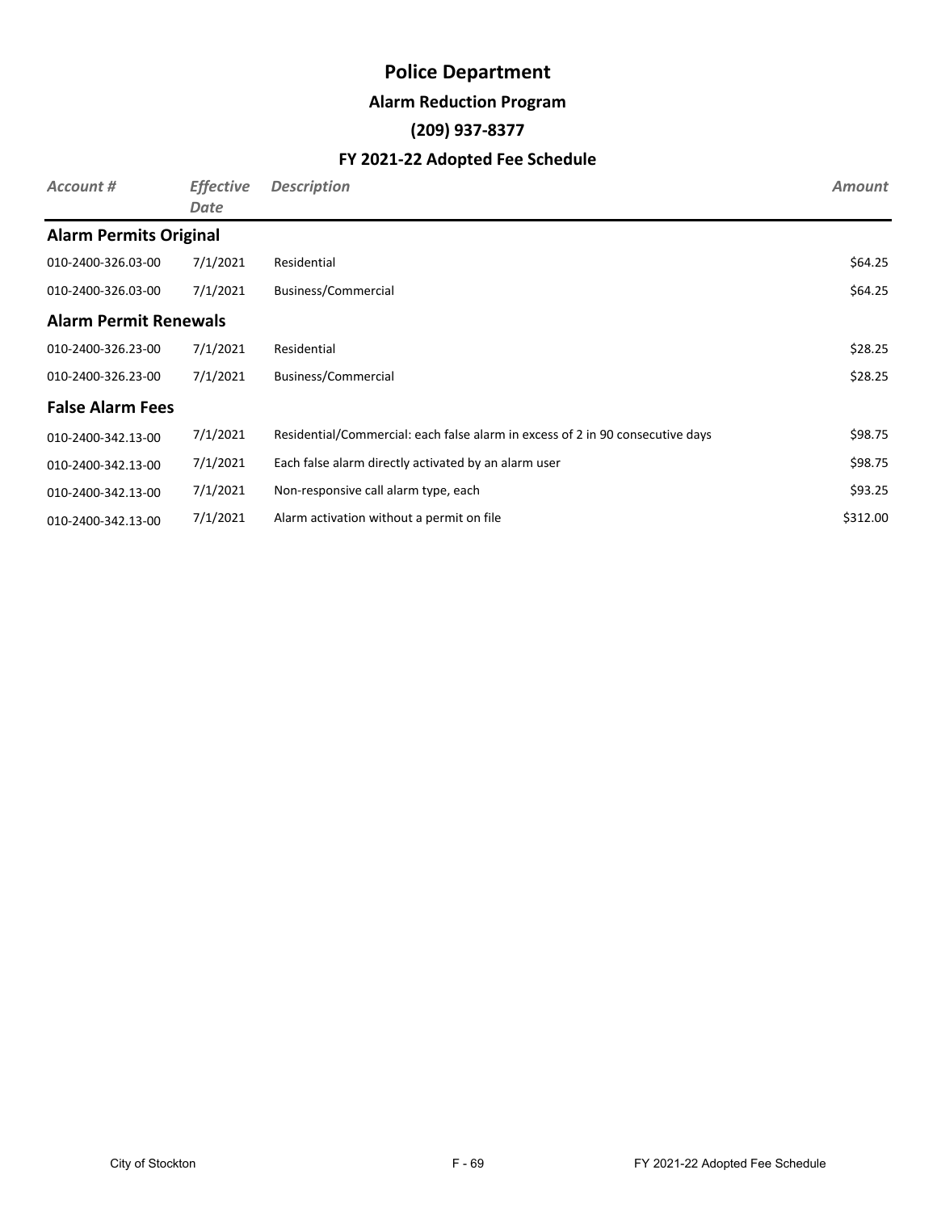# Police Department

## Alarm Reduction Program

## (209) 937-8377

## FY 2021-22 Adopted Fee Schedule

| *Account #* | *Effective Date* | *Description* | *Amount* |
|---|---|---|---|
| **Alarm Permits Original** | | | |
| 010-2400-326.03-00 | 7/1/2021 | Residential | $64.25 |
| 010-2400-326.03-00 | 7/1/2021 | Business/Commercial | $64.25 |
| **Alarm Permit Renewals** | | | |
| 010-2400-326.23-00 | 7/1/2021 | Residential | $28.25 |
| 010-2400-326.23-00 | 7/1/2021 | Business/Commercial | $28.25 |
| **False Alarm Fees** | | | |
| 010-2400-342.13-00 | 7/1/2021 | Residential/Commercial: each false alarm in excess of 2 in 90 consecutive days | $98.75 |
| 010-2400-342.13-00 | 7/1/2021 | Each false alarm directly activated by an alarm user | $98.75 |
| 010-2400-342.13-00 | 7/1/2021 | Non-responsive call alarm type, each | $93.25 |
| 010-2400-342.13-00 | 7/1/2021 | Alarm activation without a permit on file | $312.00 |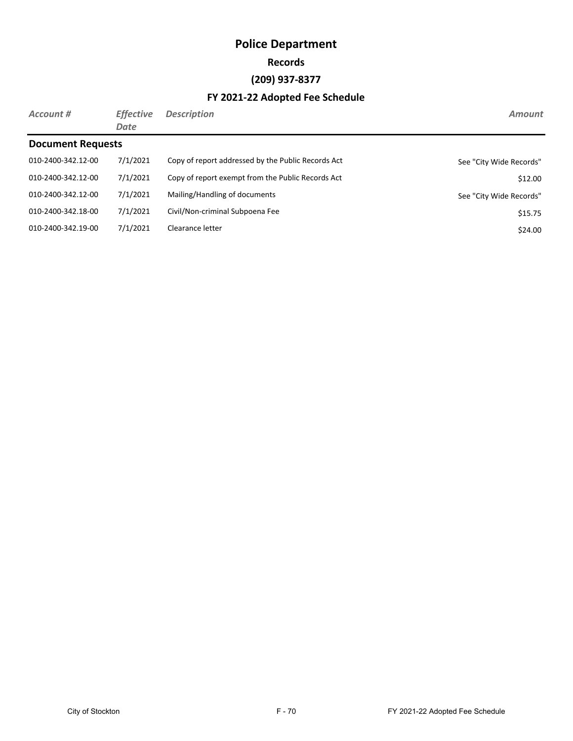# Police Department

## Records

### (209) 937-8377

### FY 2021-22 Adopted Fee Schedule

| *Account #* | *Effective Date* | *Description* | *Amount* |
|---|---|---|---|
| **Document Requests** | | | |
| 010-2400-342.12-00 | 7/1/2021 | Copy of report addressed by the Public Records Act | See "City Wide Records" |
| 010-2400-342.12-00 | 7/1/2021 | Copy of report exempt from the Public Records Act | $12.00 |
| 010-2400-342.12-00 | 7/1/2021 | Mailing/Handling of documents | See "City Wide Records" |
| 010-2400-342.18-00 | 7/1/2021 | Civil/Non-criminal Subpoena Fee | $15.75 |
| 010-2400-342.19-00 | 7/1/2021 | Clearance letter | $24.00 |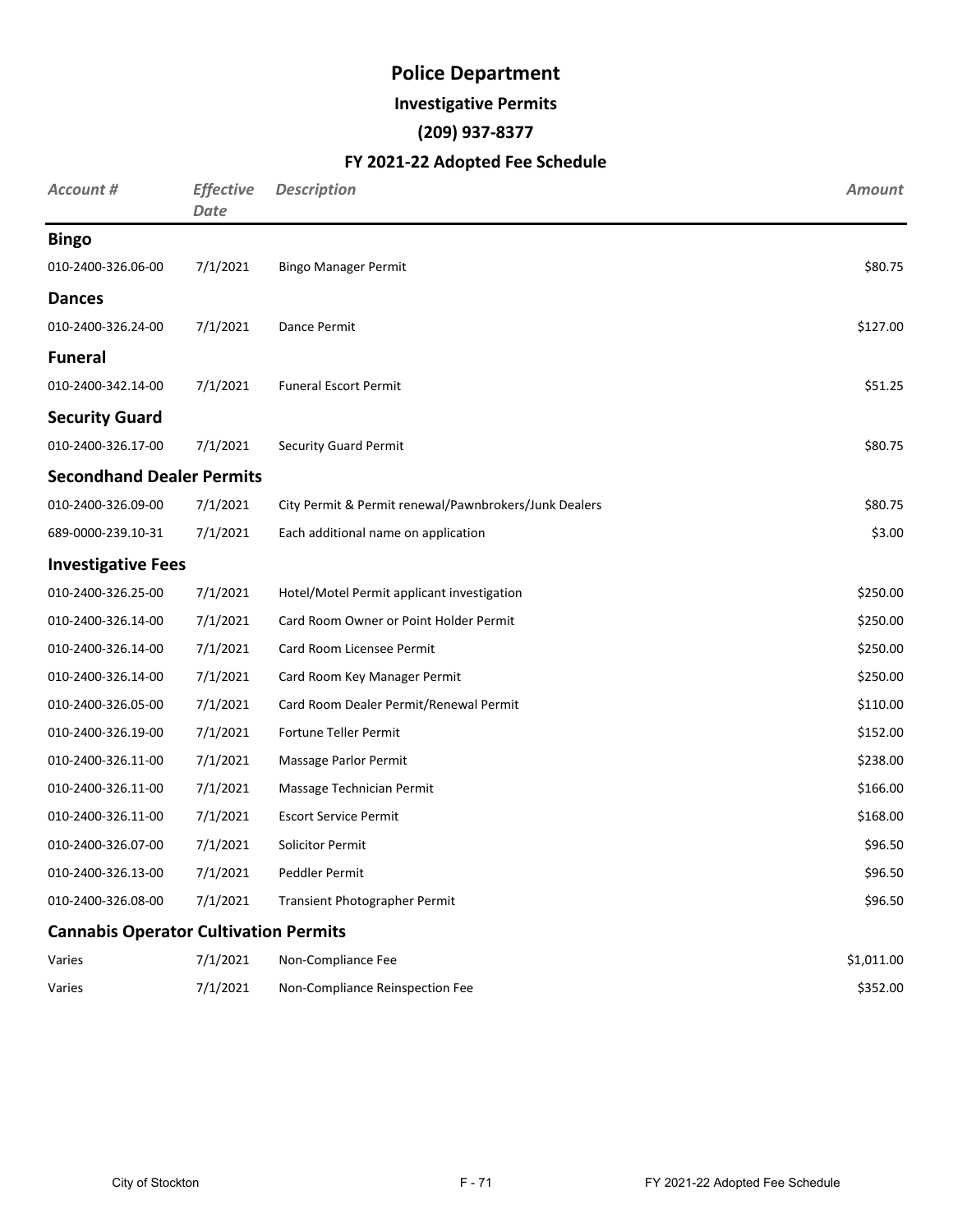# Police Department

## Investigative Permits

## (209) 937-8377

## FY 2021-22 Adopted Fee Schedule

| *Account #* | *Effective Date* | *Description* | *Amount* |
|---|---|---|---|
| **Bingo** | | | |
| 010-2400-326.06-00 | 7/1/2021 | Bingo Manager Permit | \$80.75 |
| **Dances** | | | |
| 010-2400-326.24-00 | 7/1/2021 | Dance Permit | \$127.00 |
| **Funeral** | | | |
| 010-2400-342.14-00 | 7/1/2021 | Funeral Escort Permit | \$51.25 |
| **Security Guard** | | | |
| 010-2400-326.17-00 | 7/1/2021 | Security Guard Permit | \$80.75 |
| **Secondhand Dealer Permits** | | | |
| 010-2400-326.09-00 | 7/1/2021 | City Permit & Permit renewal/Pawnbrokers/Junk Dealers | \$80.75 |
| 689-0000-239.10-31 | 7/1/2021 | Each additional name on application | \$3.00 |
| **Investigative Fees** | | | |
| 010-2400-326.25-00 | 7/1/2021 | Hotel/Motel Permit applicant investigation | \$250.00 |
| 010-2400-326.14-00 | 7/1/2021 | Card Room Owner or Point Holder Permit | \$250.00 |
| 010-2400-326.14-00 | 7/1/2021 | Card Room Licensee Permit | \$250.00 |
| 010-2400-326.14-00 | 7/1/2021 | Card Room Key Manager Permit | \$250.00 |
| 010-2400-326.05-00 | 7/1/2021 | Card Room Dealer Permit/Renewal Permit | \$110.00 |
| 010-2400-326.19-00 | 7/1/2021 | Fortune Teller Permit | \$152.00 |
| 010-2400-326.11-00 | 7/1/2021 | Massage Parlor Permit | \$238.00 |
| 010-2400-326.11-00 | 7/1/2021 | Massage Technician Permit | \$166.00 |
| 010-2400-326.11-00 | 7/1/2021 | Escort Service Permit | \$168.00 |
| 010-2400-326.07-00 | 7/1/2021 | Solicitor Permit | \$96.50 |
| 010-2400-326.13-00 | 7/1/2021 | Peddler Permit | \$96.50 |
| 010-2400-326.08-00 | 7/1/2021 | Transient Photographer Permit | \$96.50 |
| **Cannabis Operator Cultivation Permits** | | | |
| Varies | 7/1/2021 | Non-Compliance Fee | \$1,011.00 |
| Varies | 7/1/2021 | Non-Compliance Reinspection Fee | \$352.00 |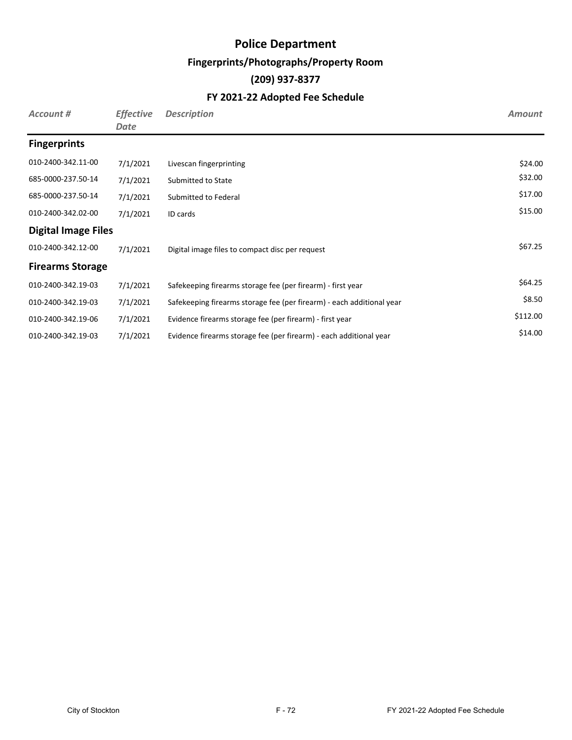# Police Department

## Fingerprints/Photographs/Property Room

## (209) 937-8377

## FY 2021-22 Adopted Fee Schedule

| *Account #* | *Effective Date* | *Description* | *Amount* |
|---|---|---|---|
| **Fingerprints** | | | |
| 010-2400-342.11-00 | 7/1/2021 | Livescan fingerprinting | $24.00 |
| 685-0000-237.50-14 | 7/1/2021 | Submitted to State | $32.00 |
| 685-0000-237.50-14 | 7/1/2021 | Submitted to Federal | $17.00 |
| 010-2400-342.02-00 | 7/1/2021 | ID cards | $15.00 |
| **Digital Image Files** | | | |
| 010-2400-342.12-00 | 7/1/2021 | Digital image files to compact disc per request | $67.25 |
| **Firearms Storage** | | | |
| 010-2400-342.19-03 | 7/1/2021 | Safekeeping firearms storage fee (per firearm) - first year | $64.25 |
| 010-2400-342.19-03 | 7/1/2021 | Safekeeping firearms storage fee (per firearm) - each additional year | $8.50 |
| 010-2400-342.19-06 | 7/1/2021 | Evidence firearms storage fee (per firearm) - first year | $112.00 |
| 010-2400-342.19-03 | 7/1/2021 | Evidence firearms storage fee (per firearm) - each additional year | $14.00 |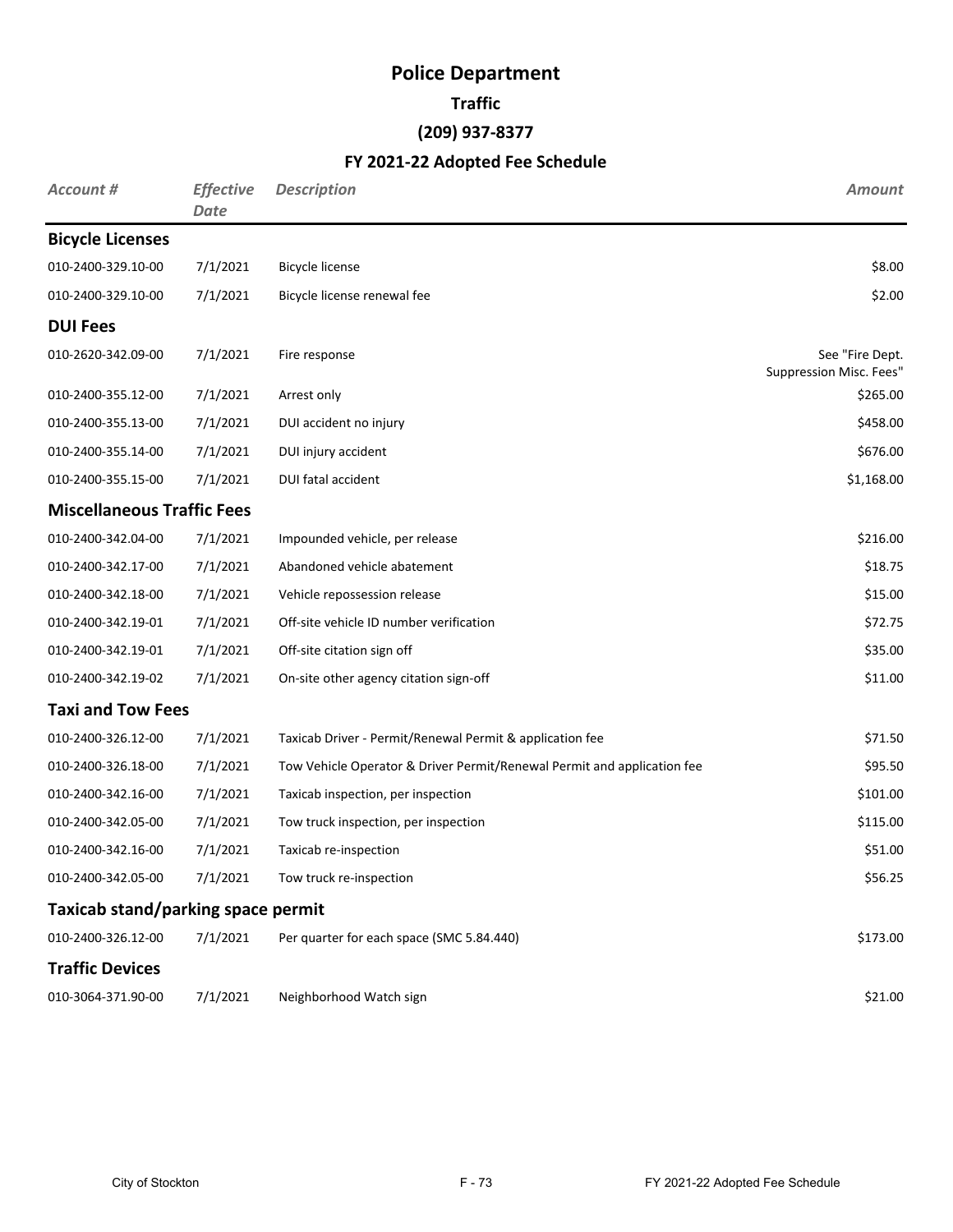# Police Department

## Traffic

### (209) 937-8377

### FY 2021-22 Adopted Fee Schedule

| *Account #* | *Effective Date* | *Description* | *Amount* |
|---|---|---|---|
| **Bicycle Licenses** | | | |
| 010-2400-329.10-00 | 7/1/2021 | Bicycle license | $8.00 |
| 010-2400-329.10-00 | 7/1/2021 | Bicycle license renewal fee | $2.00 |
| **DUI Fees** | | | |
| 010-2620-342.09-00 | 7/1/2021 | Fire response | See "Fire Dept. Suppression Misc. Fees" |
| 010-2400-355.12-00 | 7/1/2021 | Arrest only | $265.00 |
| 010-2400-355.13-00 | 7/1/2021 | DUI accident no injury | $458.00 |
| 010-2400-355.14-00 | 7/1/2021 | DUI injury accident | $676.00 |
| 010-2400-355.15-00 | 7/1/2021 | DUI fatal accident | $1,168.00 |
| **Miscellaneous Traffic Fees** | | | |
| 010-2400-342.04-00 | 7/1/2021 | Impounded vehicle, per release | $216.00 |
| 010-2400-342.17-00 | 7/1/2021 | Abandoned vehicle abatement | $18.75 |
| 010-2400-342.18-00 | 7/1/2021 | Vehicle repossession release | $15.00 |
| 010-2400-342.19-01 | 7/1/2021 | Off-site vehicle ID number verification | $72.75 |
| 010-2400-342.19-01 | 7/1/2021 | Off-site citation sign off | $35.00 |
| 010-2400-342.19-02 | 7/1/2021 | On-site other agency citation sign-off | $11.00 |
| **Taxi and Tow Fees** | | | |
| 010-2400-326.12-00 | 7/1/2021 | Taxicab Driver - Permit/Renewal Permit & application fee | $71.50 |
| 010-2400-326.18-00 | 7/1/2021 | Tow Vehicle Operator & Driver Permit/Renewal Permit and application fee | $95.50 |
| 010-2400-342.16-00 | 7/1/2021 | Taxicab inspection, per inspection | $101.00 |
| 010-2400-342.05-00 | 7/1/2021 | Tow truck inspection, per inspection | $115.00 |
| 010-2400-342.16-00 | 7/1/2021 | Taxicab re-inspection | $51.00 |
| 010-2400-342.05-00 | 7/1/2021 | Tow truck re-inspection | $56.25 |
| **Taxicab stand/parking space permit** | | | |
| 010-2400-326.12-00 | 7/1/2021 | Per quarter for each space (SMC 5.84.440) | $173.00 |
| **Traffic Devices** | | | |
| 010-3064-371.90-00 | 7/1/2021 | Neighborhood Watch sign | $21.00 |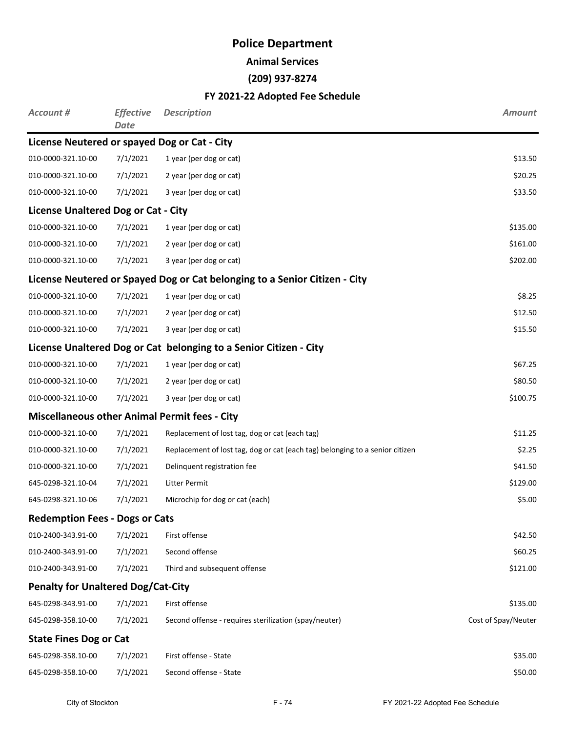# Police Department

## Animal Services

## (209) 937-8274

## FY 2021-22 Adopted Fee Schedule

| *Account #* | *Effective Date* | *Description* | *Amount* |
|---|---|---|---|
| **License Neutered or spayed Dog or Cat - City** | | | |
| 010-0000-321.10-00 | 7/1/2021 | 1 year (per dog or cat) | $13.50 |
| 010-0000-321.10-00 | 7/1/2021 | 2 year (per dog or cat) | $20.25 |
| 010-0000-321.10-00 | 7/1/2021 | 3 year (per dog or cat) | $33.50 |
| **License Unaltered Dog or Cat - City** | | | |
| 010-0000-321.10-00 | 7/1/2021 | 1 year (per dog or cat) | $135.00 |
| 010-0000-321.10-00 | 7/1/2021 | 2 year (per dog or cat) | $161.00 |
| 010-0000-321.10-00 | 7/1/2021 | 3 year (per dog or cat) | $202.00 |
| **License Neutered or Spayed Dog or Cat belonging to a Senior Citizen - City** | | | |
| 010-0000-321.10-00 | 7/1/2021 | 1 year (per dog or cat) | $8.25 |
| 010-0000-321.10-00 | 7/1/2021 | 2 year (per dog or cat) | $12.50 |
| 010-0000-321.10-00 | 7/1/2021 | 3 year (per dog or cat) | $15.50 |
| **License Unaltered Dog or Cat belonging to a Senior Citizen - City** | | | |
| 010-0000-321.10-00 | 7/1/2021 | 1 year (per dog or cat) | $67.25 |
| 010-0000-321.10-00 | 7/1/2021 | 2 year (per dog or cat) | $80.50 |
| 010-0000-321.10-00 | 7/1/2021 | 3 year (per dog or cat) | $100.75 |
| **Miscellaneous other Animal Permit fees - City** | | | |
| 010-0000-321.10-00 | 7/1/2021 | Replacement of lost tag, dog or cat (each tag) | $11.25 |
| 010-0000-321.10-00 | 7/1/2021 | Replacement of lost tag, dog or cat (each tag) belonging to a senior citizen | $2.25 |
| 010-0000-321.10-00 | 7/1/2021 | Delinquent registration fee | $41.50 |
| 645-0298-321.10-04 | 7/1/2021 | Litter Permit | $129.00 |
| 645-0298-321.10-06 | 7/1/2021 | Microchip for dog or cat (each) | $5.00 |
| **Redemption Fees - Dogs or Cats** | | | |
| 010-2400-343.91-00 | 7/1/2021 | First offense | $42.50 |
| 010-2400-343.91-00 | 7/1/2021 | Second offense | $60.25 |
| 010-2400-343.91-00 | 7/1/2021 | Third and subsequent offense | $121.00 |
| **Penalty for Unaltered Dog/Cat-City** | | | |
| 645-0298-343.91-00 | 7/1/2021 | First offense | $135.00 |
| 645-0298-358.10-00 | 7/1/2021 | Second offense - requires sterilization (spay/neuter) | Cost of Spay/Neuter |
| **State Fines Dog or Cat** | | | |
| 645-0298-358.10-00 | 7/1/2021 | First offense - State | $35.00 |
| 645-0298-358.10-00 | 7/1/2021 | Second offense - State | $50.00 |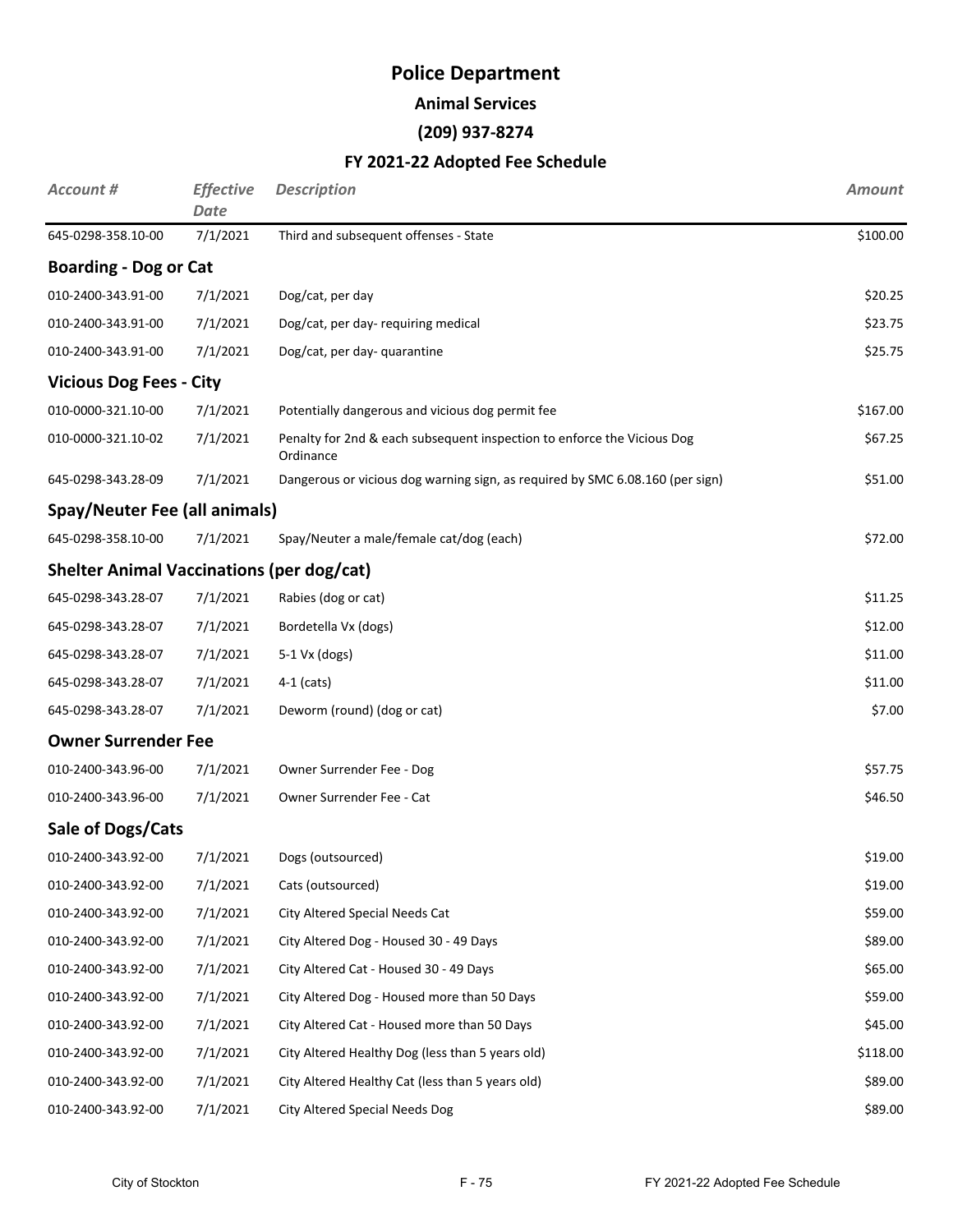# Police Department

## Animal Services

## (209) 937-8274

## FY 2021-22 Adopted Fee Schedule

| *Account #* | *Effective Date* | *Description* | *Amount* |
|---|---|---|---|
| 645-0298-358.10-00 | 7/1/2021 | Third and subsequent offenses - State | $100.00 |
| **Boarding - Dog or Cat** | | | |
| 010-2400-343.91-00 | 7/1/2021 | Dog/cat, per day | $20.25 |
| 010-2400-343.91-00 | 7/1/2021 | Dog/cat, per day- requiring medical | $23.75 |
| 010-2400-343.91-00 | 7/1/2021 | Dog/cat, per day- quarantine | $25.75 |
| **Vicious Dog Fees - City** | | | |
| 010-0000-321.10-00 | 7/1/2021 | Potentially dangerous and vicious dog permit fee | $167.00 |
| 010-0000-321.10-02 | 7/1/2021 | Penalty for 2nd & each subsequent inspection to enforce the Vicious Dog Ordinance | $67.25 |
| 645-0298-343.28-09 | 7/1/2021 | Dangerous or vicious dog warning sign, as required by SMC 6.08.160 (per sign) | $51.00 |
| **Spay/Neuter Fee (all animals)** | | | |
| 645-0298-358.10-00 | 7/1/2021 | Spay/Neuter a male/female cat/dog (each) | $72.00 |
| **Shelter Animal Vaccinations (per dog/cat)** | | | |
| 645-0298-343.28-07 | 7/1/2021 | Rabies (dog or cat) | $11.25 |
| 645-0298-343.28-07 | 7/1/2021 | Bordetella Vx (dogs) | $12.00 |
| 645-0298-343.28-07 | 7/1/2021 | 5-1 Vx (dogs) | $11.00 |
| 645-0298-343.28-07 | 7/1/2021 | 4-1 (cats) | $11.00 |
| 645-0298-343.28-07 | 7/1/2021 | Deworm (round) (dog or cat) | $7.00 |
| **Owner Surrender Fee** | | | |
| 010-2400-343.96-00 | 7/1/2021 | Owner Surrender Fee - Dog | $57.75 |
| 010-2400-343.96-00 | 7/1/2021 | Owner Surrender Fee - Cat | $46.50 |
| **Sale of Dogs/Cats** | | | |
| 010-2400-343.92-00 | 7/1/2021 | Dogs (outsourced) | $19.00 |
| 010-2400-343.92-00 | 7/1/2021 | Cats (outsourced) | $19.00 |
| 010-2400-343.92-00 | 7/1/2021 | City Altered Special Needs Cat | $59.00 |
| 010-2400-343.92-00 | 7/1/2021 | City Altered Dog - Housed 30 - 49 Days | $89.00 |
| 010-2400-343.92-00 | 7/1/2021 | City Altered Cat - Housed 30 - 49 Days | $65.00 |
| 010-2400-343.92-00 | 7/1/2021 | City Altered Dog - Housed more than 50 Days | $59.00 |
| 010-2400-343.92-00 | 7/1/2021 | City Altered Cat - Housed more than 50 Days | $45.00 |
| 010-2400-343.92-00 | 7/1/2021 | City Altered Healthy Dog (less than 5 years old) | $118.00 |
| 010-2400-343.92-00 | 7/1/2021 | City Altered Healthy Cat (less than 5 years old) | $89.00 |
| 010-2400-343.92-00 | 7/1/2021 | City Altered Special Needs Dog | $89.00 |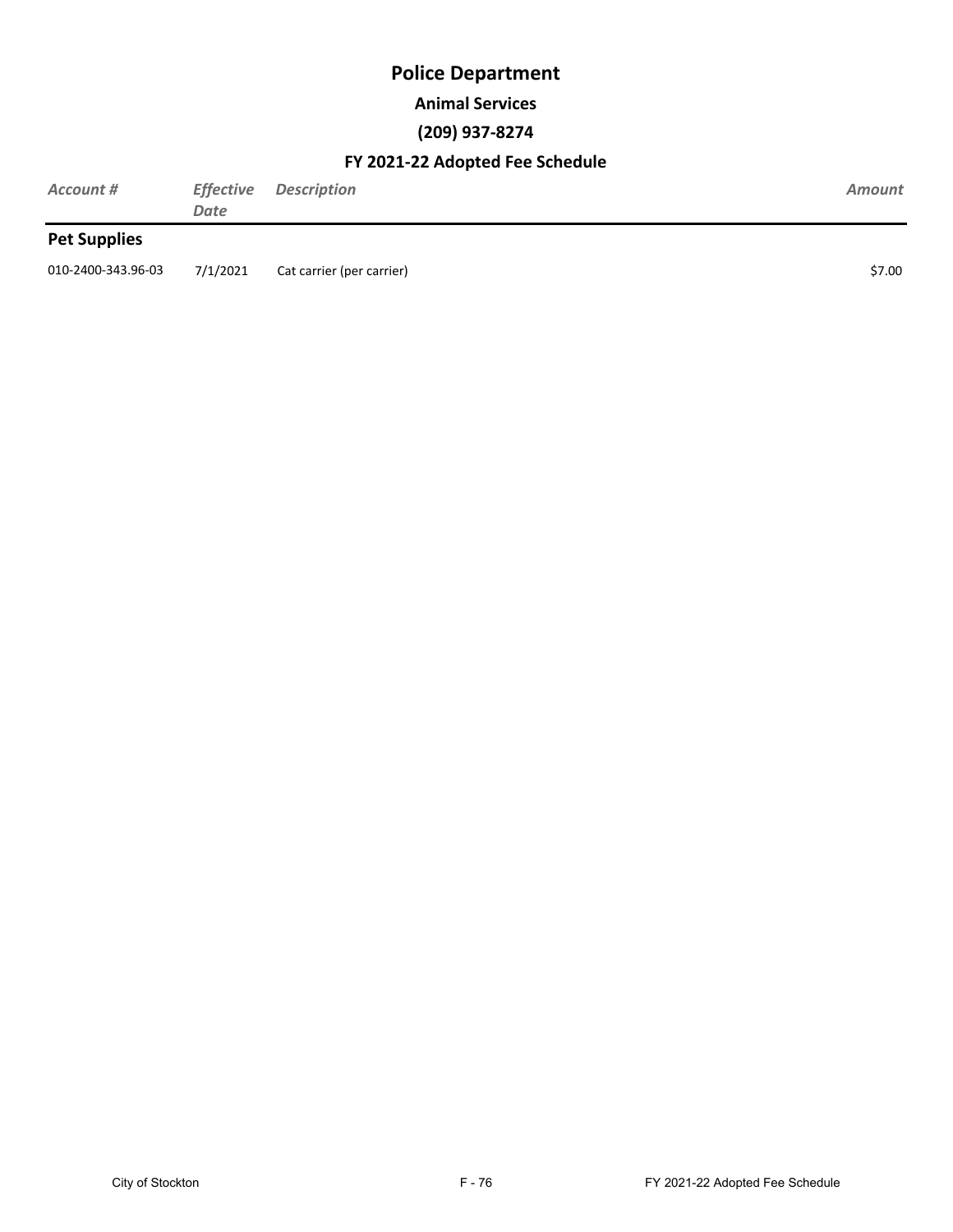# Police Department

## Animal Services

## (209) 937-8274

## FY 2021-22 Adopted Fee Schedule

| *Account #* | *Effective Date* | *Description* | *Amount* |
| --- | --- | --- | --- |
| **Pet Supplies** | | | |
| 010-2400-343.96-03 | 7/1/2021 | Cat carrier (per carrier) | $7.00 |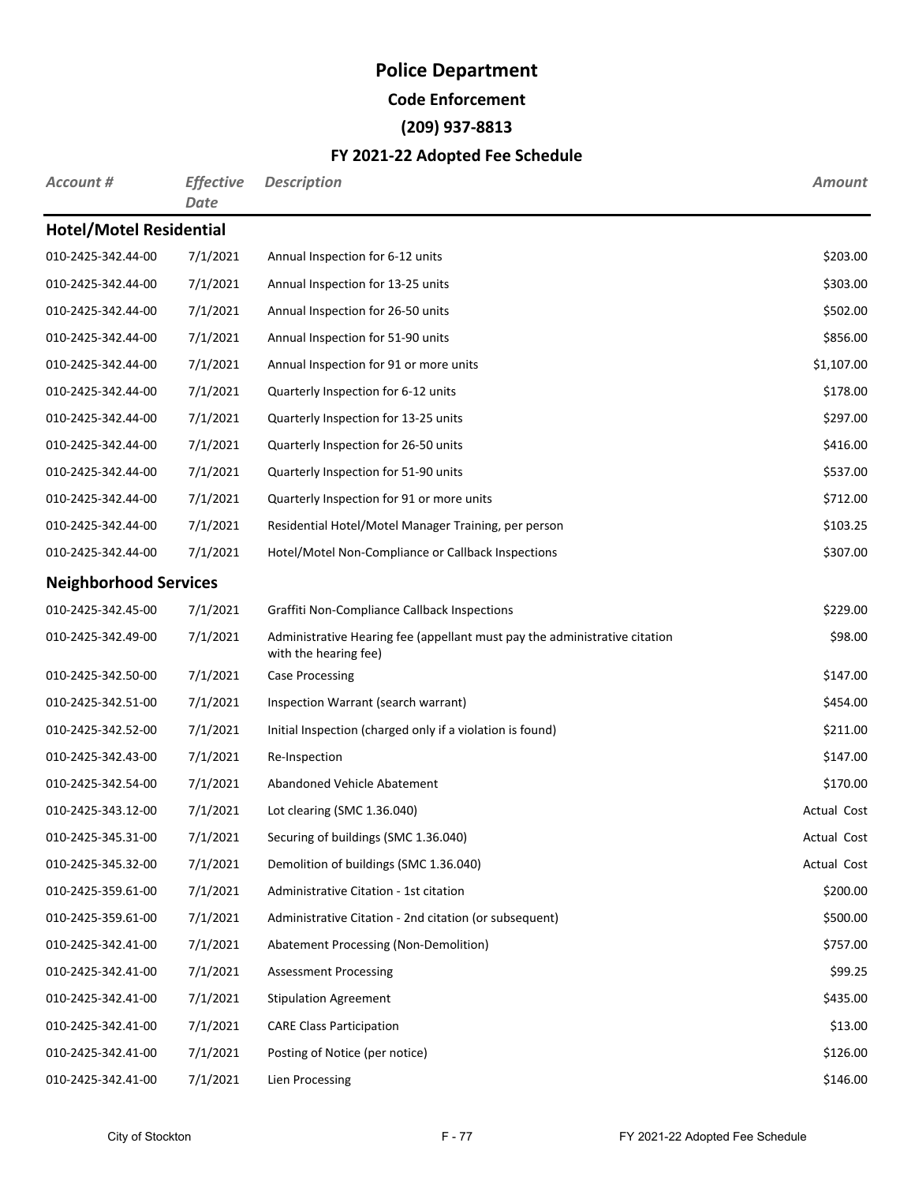# Police Department

## Code Enforcement

## (209) 937-8813

## FY 2021-22 Adopted Fee Schedule

| *Account #* | *Effective Date* | *Description* | *Amount* |
|---|---|---|---|
| **Hotel/Motel Residential** | | | |
| 010-2425-342.44-00 | 7/1/2021 | Annual Inspection for 6-12 units | $203.00 |
| 010-2425-342.44-00 | 7/1/2021 | Annual Inspection for 13-25 units | $303.00 |
| 010-2425-342.44-00 | 7/1/2021 | Annual Inspection for 26-50 units | $502.00 |
| 010-2425-342.44-00 | 7/1/2021 | Annual Inspection for 51-90 units | $856.00 |
| 010-2425-342.44-00 | 7/1/2021 | Annual Inspection for 91 or more units | $1,107.00 |
| 010-2425-342.44-00 | 7/1/2021 | Quarterly Inspection for 6-12 units | $178.00 |
| 010-2425-342.44-00 | 7/1/2021 | Quarterly Inspection for 13-25 units | $297.00 |
| 010-2425-342.44-00 | 7/1/2021 | Quarterly Inspection for 26-50 units | $416.00 |
| 010-2425-342.44-00 | 7/1/2021 | Quarterly Inspection for 51-90 units | $537.00 |
| 010-2425-342.44-00 | 7/1/2021 | Quarterly Inspection for 91 or more units | $712.00 |
| 010-2425-342.44-00 | 7/1/2021 | Residential Hotel/Motel Manager Training, per person | $103.25 |
| 010-2425-342.44-00 | 7/1/2021 | Hotel/Motel Non-Compliance or Callback Inspections | $307.00 |
| **Neighborhood Services** | | | |
| 010-2425-342.45-00 | 7/1/2021 | Graffiti Non-Compliance Callback Inspections | $229.00 |
| 010-2425-342.49-00 | 7/1/2021 | Administrative Hearing fee (appellant must pay the administrative citation with the hearing fee) | $98.00 |
| 010-2425-342.50-00 | 7/1/2021 | Case Processing | $147.00 |
| 010-2425-342.51-00 | 7/1/2021 | Inspection Warrant (search warrant) | $454.00 |
| 010-2425-342.52-00 | 7/1/2021 | Initial Inspection (charged only if a violation is found) | $211.00 |
| 010-2425-342.43-00 | 7/1/2021 | Re-Inspection | $147.00 |
| 010-2425-342.54-00 | 7/1/2021 | Abandoned Vehicle Abatement | $170.00 |
| 010-2425-343.12-00 | 7/1/2021 | Lot clearing (SMC 1.36.040) | Actual Cost |
| 010-2425-345.31-00 | 7/1/2021 | Securing of buildings (SMC 1.36.040) | Actual Cost |
| 010-2425-345.32-00 | 7/1/2021 | Demolition of buildings (SMC 1.36.040) | Actual Cost |
| 010-2425-359.61-00 | 7/1/2021 | Administrative Citation - 1st citation | $200.00 |
| 010-2425-359.61-00 | 7/1/2021 | Administrative Citation - 2nd citation (or subsequent) | $500.00 |
| 010-2425-342.41-00 | 7/1/2021 | Abatement Processing (Non-Demolition) | $757.00 |
| 010-2425-342.41-00 | 7/1/2021 | Assessment Processing | $99.25 |
| 010-2425-342.41-00 | 7/1/2021 | Stipulation Agreement | $435.00 |
| 010-2425-342.41-00 | 7/1/2021 | CARE Class Participation | $13.00 |
| 010-2425-342.41-00 | 7/1/2021 | Posting of Notice (per notice) | $126.00 |
| 010-2425-342.41-00 | 7/1/2021 | Lien Processing | $146.00 |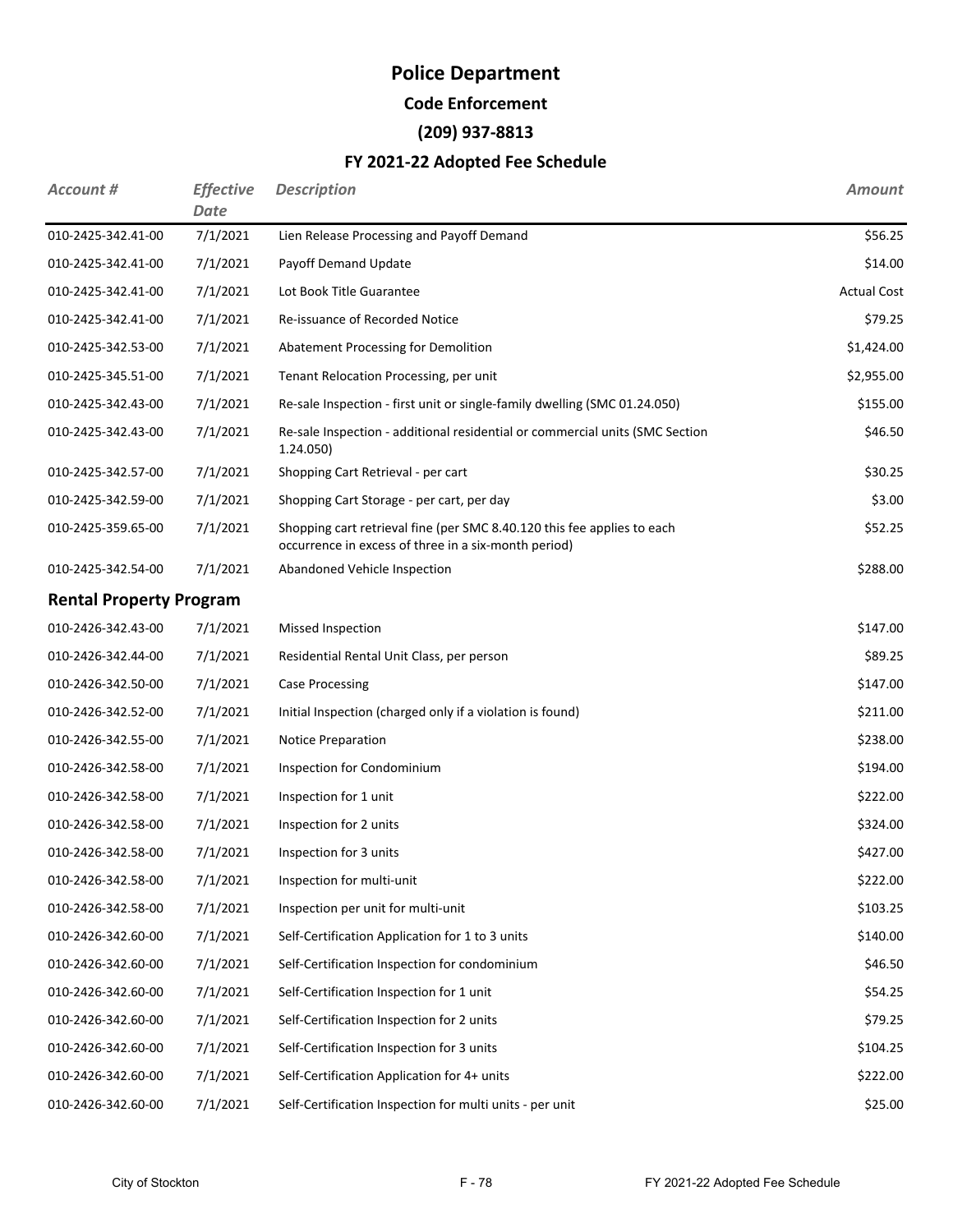# Police Department

## Code Enforcement

## (209) 937-8813

## FY 2021-22 Adopted Fee Schedule

| *Account #* | *Effective Date* | *Description* | *Amount* |
|---|---|---|---|
| 010-2425-342.41-00 | 7/1/2021 | Lien Release Processing and Payoff Demand | $56.25 |
| 010-2425-342.41-00 | 7/1/2021 | Payoff Demand Update | $14.00 |
| 010-2425-342.41-00 | 7/1/2021 | Lot Book Title Guarantee | Actual Cost |
| 010-2425-342.41-00 | 7/1/2021 | Re-issuance of Recorded Notice | $79.25 |
| 010-2425-342.53-00 | 7/1/2021 | Abatement Processing for Demolition | $1,424.00 |
| 010-2425-345.51-00 | 7/1/2021 | Tenant Relocation Processing, per unit | $2,955.00 |
| 010-2425-342.43-00 | 7/1/2021 | Re-sale Inspection - first unit or single-family dwelling (SMC 01.24.050) | $155.00 |
| 010-2425-342.43-00 | 7/1/2021 | Re-sale Inspection - additional residential or commercial units (SMC Section 1.24.050) | $46.50 |
| 010-2425-342.57-00 | 7/1/2021 | Shopping Cart Retrieval - per cart | $30.25 |
| 010-2425-342.59-00 | 7/1/2021 | Shopping Cart Storage - per cart, per day | $3.00 |
| 010-2425-359.65-00 | 7/1/2021 | Shopping cart retrieval fine (per SMC 8.40.120 this fee applies to each occurrence in excess of three in a six-month period) | $52.25 |
| 010-2425-342.54-00 | 7/1/2021 | Abandoned Vehicle Inspection | $288.00 |
| **Rental Property Program** | | | |
| 010-2426-342.43-00 | 7/1/2021 | Missed Inspection | $147.00 |
| 010-2426-342.44-00 | 7/1/2021 | Residential Rental Unit Class, per person | $89.25 |
| 010-2426-342.50-00 | 7/1/2021 | Case Processing | $147.00 |
| 010-2426-342.52-00 | 7/1/2021 | Initial Inspection (charged only if a violation is found) | $211.00 |
| 010-2426-342.55-00 | 7/1/2021 | Notice Preparation | $238.00 |
| 010-2426-342.58-00 | 7/1/2021 | Inspection for Condominium | $194.00 |
| 010-2426-342.58-00 | 7/1/2021 | Inspection for 1 unit | $222.00 |
| 010-2426-342.58-00 | 7/1/2021 | Inspection for 2 units | $324.00 |
| 010-2426-342.58-00 | 7/1/2021 | Inspection for 3 units | $427.00 |
| 010-2426-342.58-00 | 7/1/2021 | Inspection for multi-unit | $222.00 |
| 010-2426-342.58-00 | 7/1/2021 | Inspection per unit for multi-unit | $103.25 |
| 010-2426-342.60-00 | 7/1/2021 | Self-Certification Application for 1 to 3 units | $140.00 |
| 010-2426-342.60-00 | 7/1/2021 | Self-Certification Inspection for condominium | $46.50 |
| 010-2426-342.60-00 | 7/1/2021 | Self-Certification Inspection for 1 unit | $54.25 |
| 010-2426-342.60-00 | 7/1/2021 | Self-Certification Inspection for 2 units | $79.25 |
| 010-2426-342.60-00 | 7/1/2021 | Self-Certification Inspection for 3 units | $104.25 |
| 010-2426-342.60-00 | 7/1/2021 | Self-Certification Application for 4+ units | $222.00 |
| 010-2426-342.60-00 | 7/1/2021 | Self-Certification Inspection for multi units - per unit | $25.00 |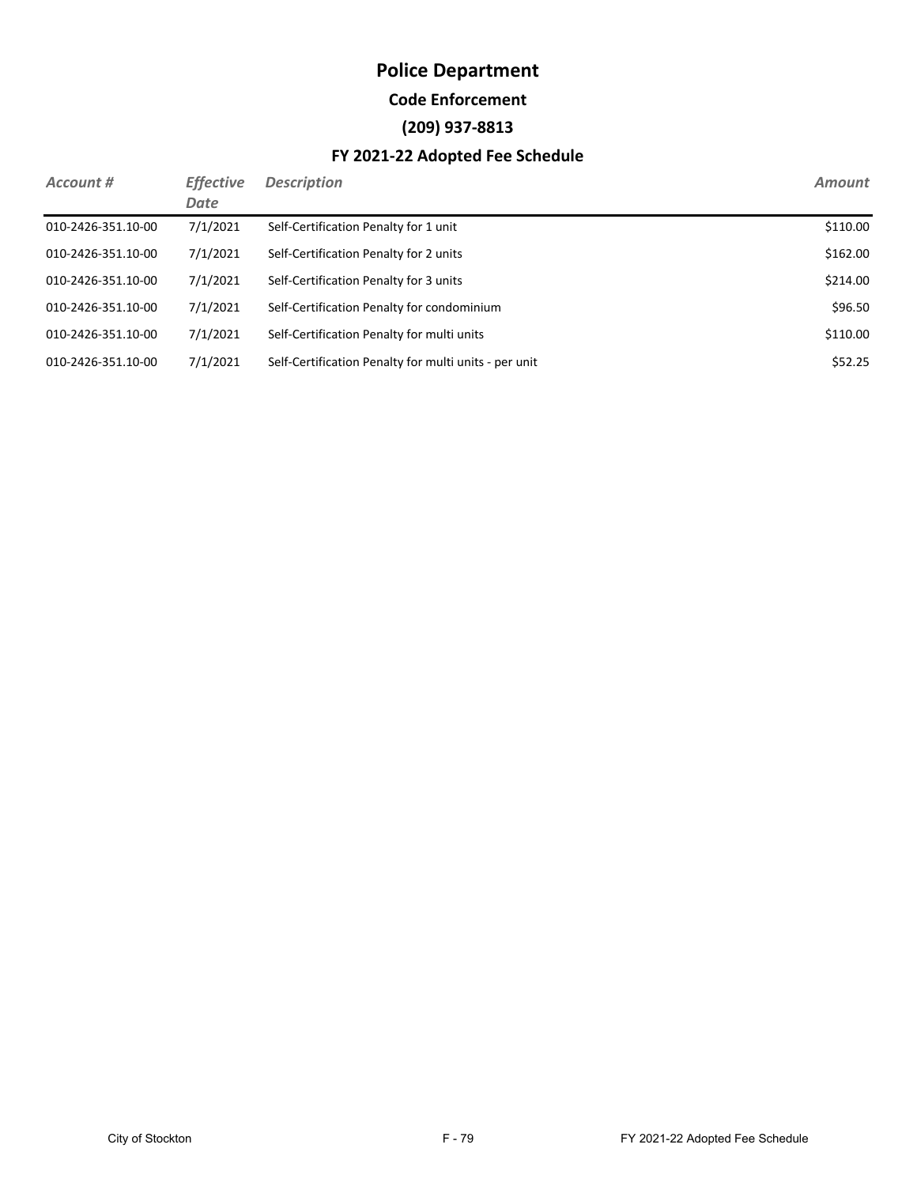# Police Department

## Code Enforcement

### (209) 937-8813

### FY 2021-22 Adopted Fee Schedule

| *Account #* | *Effective Date* | *Description* | *Amount* |
|---|---|---|---|
| 010-2426-351.10-00 | 7/1/2021 | Self-Certification Penalty for 1 unit | $110.00 |
| 010-2426-351.10-00 | 7/1/2021 | Self-Certification Penalty for 2 units | $162.00 |
| 010-2426-351.10-00 | 7/1/2021 | Self-Certification Penalty for 3 units | $214.00 |
| 010-2426-351.10-00 | 7/1/2021 | Self-Certification Penalty for condominium | $96.50 |
| 010-2426-351.10-00 | 7/1/2021 | Self-Certification Penalty for multi units | $110.00 |
| 010-2426-351.10-00 | 7/1/2021 | Self-Certification Penalty for multi units - per unit | $52.25 |